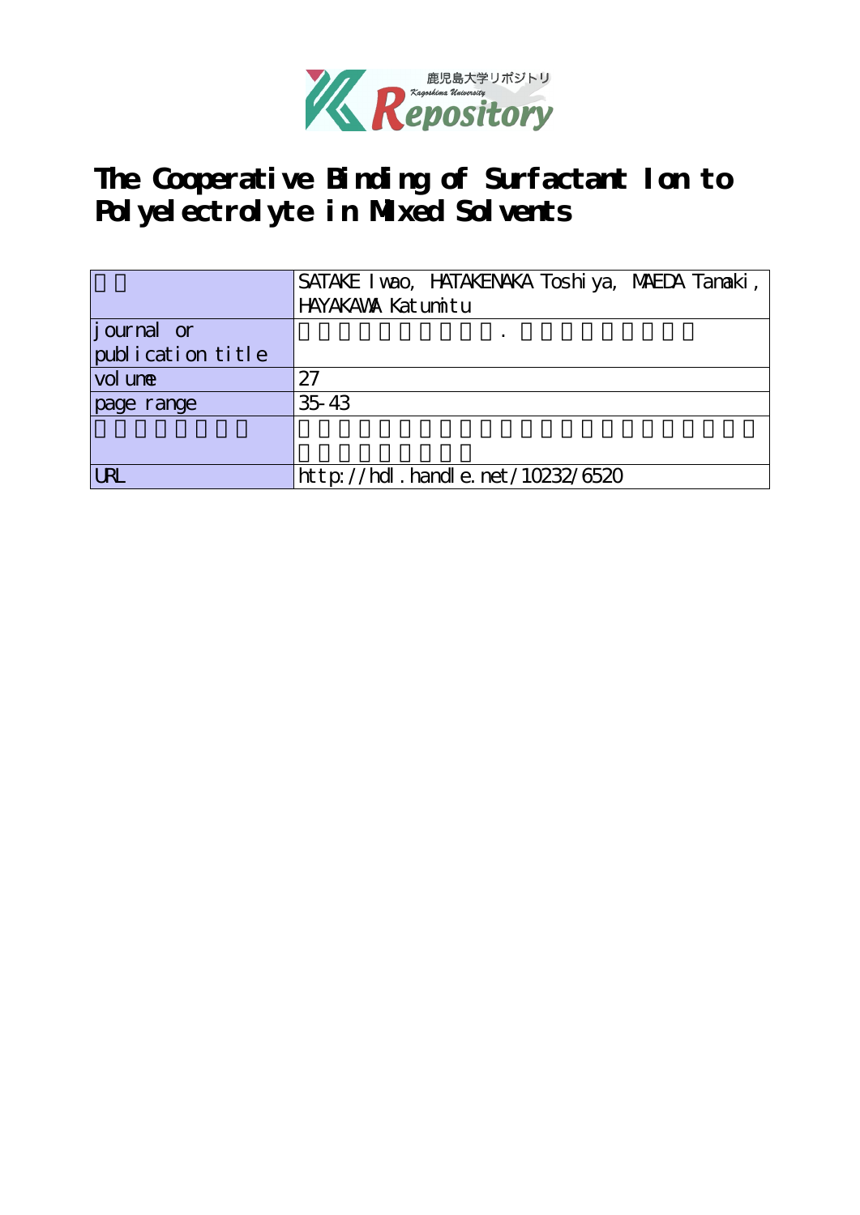# The Cooperative Binding of Surfactant Ion to Polyelectrolyte in Mixed Solvents

| | |
|---|---|
| | SATAKE Iwao, HATAKENAKA Toshiya, MAEDA Tamaki, HAYAKAWA Katumitu |
| journal or publication title | |
| volume | 27 |
| page range | 35-43 |
| | |
| URL | http://hdl.handle.net/10232/6520 |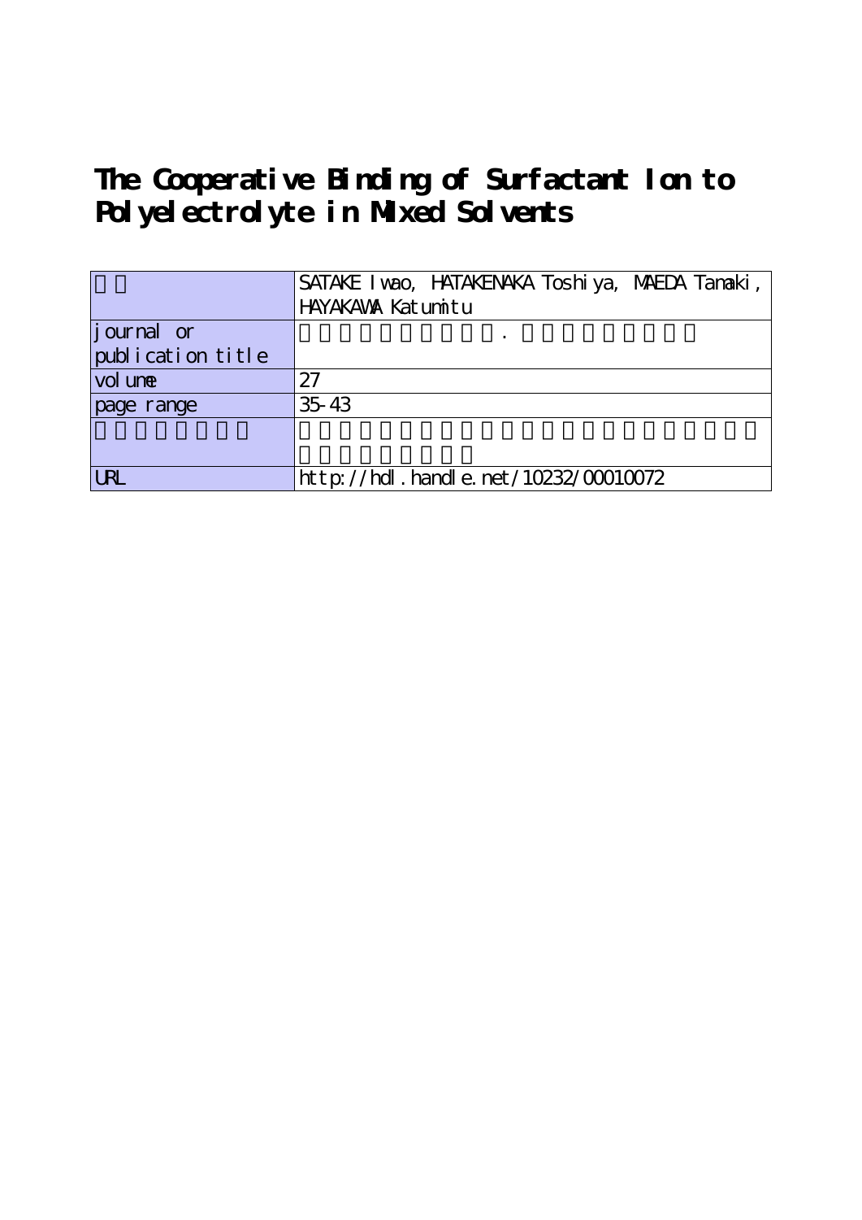# The Cooperative Binding of Surfactant Ion to Polyelectrolyte in Mixed Solvents

| | |
|---|---|
| | SATAKE Iwao, HATAKENAKA Toshiya, MAEDA Tamaki, HAYAKAWA Katumitu |
| journal or publication title | |
| volume | 27 |
| page range | 35-43 |
| | |
| URL | http://hdl.handle.net/10232/00010072 |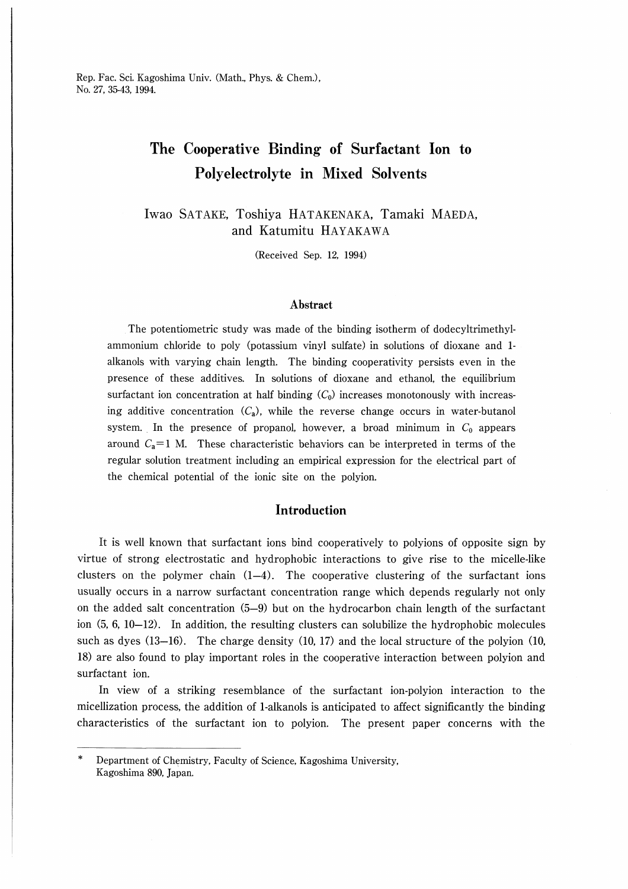# The Cooperative Binding of Surfactant Ion to Polyelectrolyte in Mixed Solvents

Iwao SATAKE, Toshiya HATAKENAKA, Tamaki MAEDA, and Katumitu HAYAKAWA

(Received Sep. 12, 1994)

## Abstract

The potentiometric study was made of the binding isotherm of dodecyltrimethylammonium chloride to poly (potassium vinyl sulfate) in solutions of dioxane and 1-alkanols with varying chain length. The binding cooperativity persists even in the presence of these additives. In solutions of dioxane and ethanol, the equilibrium surfactant ion concentration at half binding ($C_0$) increases monotonously with increasing additive concentration ($C_a$), while the reverse change occurs in water-butanol system. In the presence of propanol, however, a broad minimum in $C_0$ appears around $C_a$=1 M. These characteristic behaviors can be interpreted in terms of the regular solution treatment including an empirical expression for the electrical part of the chemical potential of the ionic site on the polyion.

## Introduction

It is well known that surfactant ions bind cooperatively to polyions of opposite sign by virtue of strong electrostatic and hydrophobic interactions to give rise to the micelle-like clusters on the polymer chain (1—4). The cooperative clustering of the surfactant ions usually occurs in a narrow surfactant concentration range which depends regularly not only on the added salt concentration (5—9) but on the hydrocarbon chain length of the surfactant ion (5, 6, 10—12). In addition, the resulting clusters can solubilize the hydrophobic molecules such as dyes (13—16). The charge density (10, 17) and the local structure of the polyion (10, 18) are also found to play important roles in the cooperative interaction between polyion and surfactant ion.

In view of a striking resemblance of the surfactant ion-polyion interaction to the micellization process, the addition of 1-alkanols is anticipated to affect significantly the binding characteristics of the surfactant ion to polyion. The present paper concerns with the

---

\* Department of Chemistry, Faculty of Science, Kagoshima University, Kagoshima 890, Japan.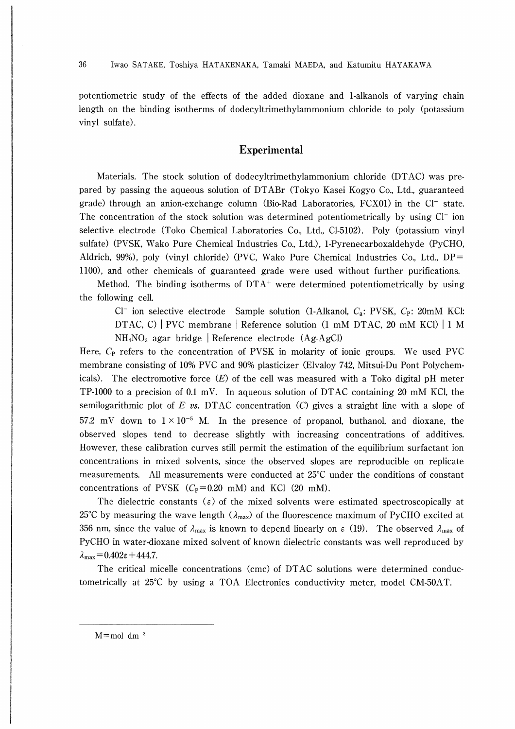potentiometric study of the effects of the added dioxane and 1-alkanols of varying chain length on the binding isotherms of dodecyltrimethylammonium chloride to poly (potassium vinyl sulfate).

## Experimental

Materials. The stock solution of dodecyltrimethylammonium chloride (DTAC) was prepared by passing the aqueous solution of DTABr (Tokyo Kasei Kogyo Co., Ltd., guaranteed grade) through an anion-exchange column (Bio-Rad Laboratories, FCX01) in the $Cl^-$ state. The concentration of the stock solution was determined potentiometrically by using $Cl^-$ ion selective electrode (Toko Chemical Laboratories Co., Ltd., Cl-5102). Poly (potassium vinyl sulfate) (PVSK, Wako Pure Chemical Industries Co., Ltd.), 1-Pyrenecarboxaldehyde (PyCHO, Aldrich, 99%), poly (vinyl chloride) (PVC, Wako Pure Chemical Industries Co., Ltd., DP=1100), and other chemicals of guaranteed grade were used without further purifications.

Method. The binding isotherms of $DTA^+$ were determined potentiometrically by using the following cell.

> $Cl^-$ ion selective electrode | Sample solution (1-Alkanol, $C_a$: PVSK, $C_P$: 20mM KCl: DTAC, $C$) | PVC membrane | Reference solution (1 mM DTAC, 20 mM KCl) | 1 M $NH_4NO_3$ agar bridge | Reference electrode (Ag-AgCl)

Here, $C_P$ refers to the concentration of PVSK in molarity of ionic groups. We used PVC membrane consisting of 10% PVC and 90% plasticizer (Elvaloy 742, Mitsui-Du Pont Polychemicals). The electromotive force ($E$) of the cell was measured with a Toko digital pH meter TP-1000 to a precision of 0.1 mV. In aqueous solution of DTAC containing 20 mM KCl, the semilogarithmic plot of $E$ *vs.* DTAC concentration ($C$) gives a straight line with a slope of 57.2 mV down to $1 \times 10^{-5}$ M. In the presence of propanol, buthanol, and dioxane, the observed slopes tend to decrease slightly with increasing concentrations of additives. However, these calibration curves still permit the estimation of the equilibrium surfactant ion concentrations in mixed solvents, since the observed slopes are reproducible on replicate measurements. All measurements were conducted at 25°C under the conditions of constant concentrations of PVSK ($C_P$=0.20 mM) and KCl (20 mM).

The dielectric constants ($\varepsilon$) of the mixed solvents were estimated spectroscopically at 25°C by measuring the wave length ($\lambda_{max}$) of the fluorescence maximum of PyCHO excited at 356 nm, since the value of $\lambda_{max}$ is known to depend linearly on $\varepsilon$ (19). The observed $\lambda_{max}$ of PyCHO in water-dioxane mixed solvent of known dielectric constants was well reproduced by $\lambda_{max}=0.402\varepsilon+444.7$.

The critical micelle concentrations (cmc) of DTAC solutions were determined conductometrically at 25°C by using a TOA Electronics conductivity meter, model CM-50AT.

---

M=mol $dm^{-3}$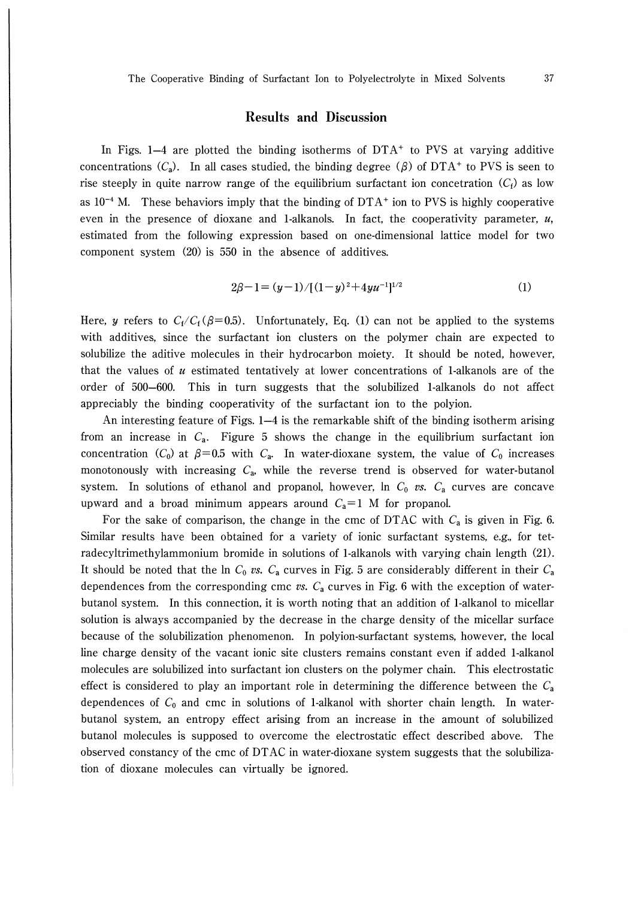## Results and Discussion

In Figs. 1—4 are plotted the binding isotherms of $DTA^+$ to PVS at varying additive concentrations ($C_a$). In all cases studied, the binding degree ($\beta$) of $DTA^+$ to PVS is seen to rise steeply in quite narrow range of the equilibrium surfactant ion concetration ($C_f$) as low as $10^{-4}$ M. These behaviors imply that the binding of $DTA^+$ ion to PVS is highly cooperative even in the presence of dioxane and 1-alkanols. In fact, the cooperativity parameter, $u$, estimated from the following expression based on one-dimensional lattice model for two component system (20) is 550 in the absence of additives.

$$2\beta - 1 = (y-1)/[(1-y)^2 + 4yu^{-1}]^{1/2} \tag{1}$$

Here, $y$ refers to $C_f/C_f(\beta=0.5)$. Unfortunately, Eq. (1) can not be applied to the systems with additives, since the surfactant ion clusters on the polymer chain are expected to solubilize the aditive molecules in their hydrocarbon moiety. It should be noted, however, that the values of $u$ estimated tentatively at lower concentrations of 1-alkanols are of the order of 500—600. This in turn suggests that the solubilized 1-alkanols do not affect appreciably the binding cooperativity of the surfactant ion to the polyion.

An interesting feature of Figs. 1—4 is the remarkable shift of the binding isotherm arising from an increase in $C_a$. Figure 5 shows the change in the equilibrium surfactant ion concentration ($C_0$) at $\beta=0.5$ with $C_a$. In water-dioxane system, the value of $C_0$ increases monotonously with increasing $C_a$, while the reverse trend is observed for water-butanol system. In solutions of ethanol and propanol, however, ln $C_0$ *vs.* $C_a$ curves are concave upward and a broad minimum appears around $C_a=1$ M for propanol.

For the sake of comparison, the change in the cmc of DTAC with $C_a$ is given in Fig. 6. Similar results have been obtained for a variety of ionic surfactant systems, e.g., for tetradecyltrimethylammonium bromide in solutions of 1-alkanols with varying chain length (21). It should be noted that the ln $C_0$ *vs.* $C_a$ curves in Fig. 5 are considerably different in their $C_a$ dependences from the corresponding cmc *vs.* $C_a$ curves in Fig. 6 with the exception of water-butanol system. In this connection, it is worth noting that an addition of 1-alkanol to micellar solution is always accompanied by the decrease in the charge density of the micellar surface because of the solubilization phenomenon. In polyion-surfactant systems, however, the local line charge density of the vacant ionic site clusters remains constant even if added 1-alkanol molecules are solubilized into surfactant ion clusters on the polymer chain. This electrostatic effect is considered to play an important role in determining the difference between the $C_a$ dependences of $C_0$ and cmc in solutions of 1-alkanol with shorter chain length. In water-butanol system, an entropy effect arising from an increase in the amount of solubilized butanol molecules is supposed to overcome the electrostatic effect described above. The observed constancy of the cmc of DTAC in water-dioxane system suggests that the solubilization of dioxane molecules can virtually be ignored.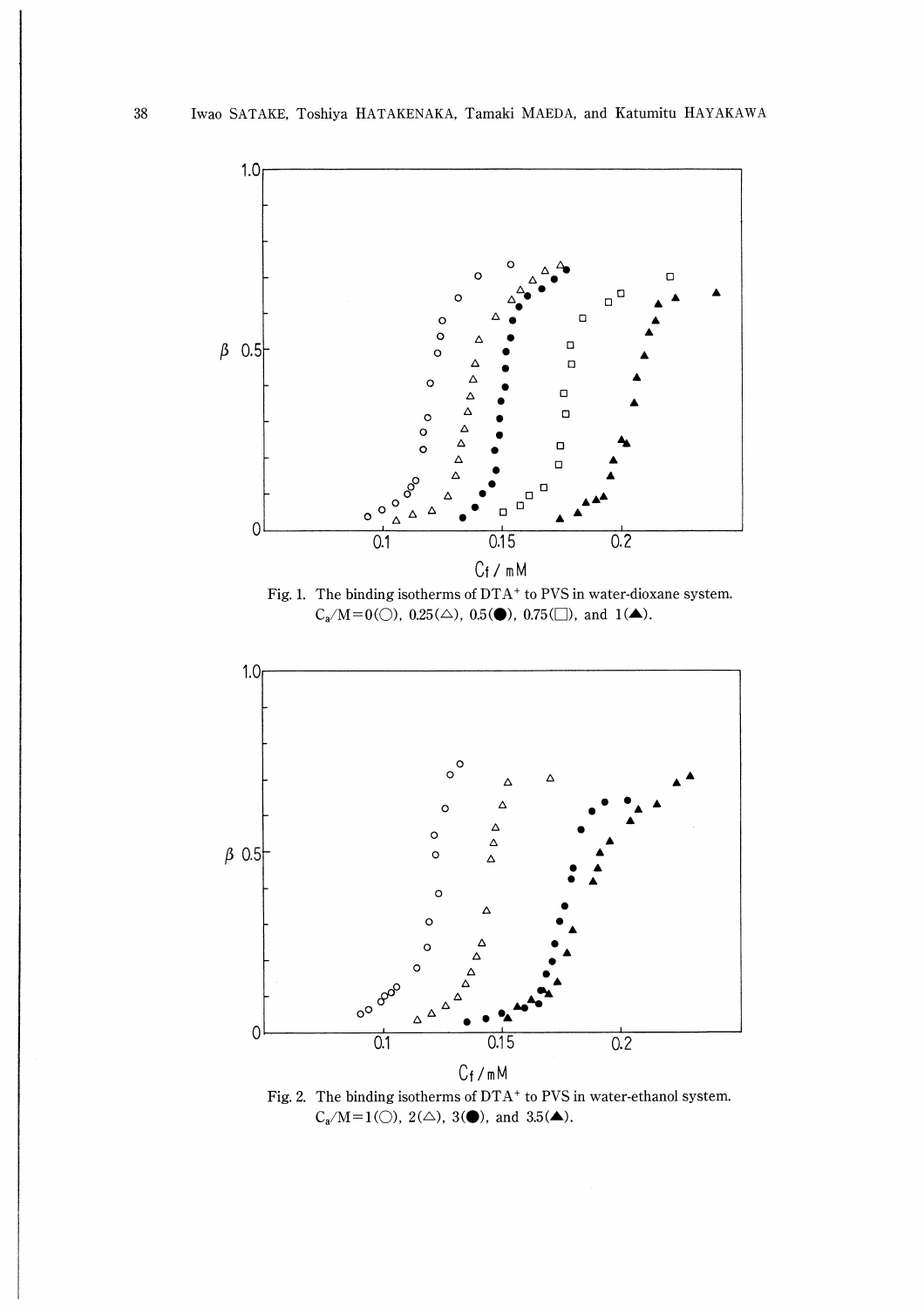Fig. 1. The binding isotherms of $DTA^+$ to PVS in water-dioxane system. $C_a/M=0$ (○), 0.25 (△), 0.5 (●), 0.75 (□), and 1 (▲).

Fig. 2. The binding isotherms of $DTA^+$ to PVS in water-ethanol system. $C_a/M=1$ (○), 2 (△), 3 (●), and 3.5 (▲).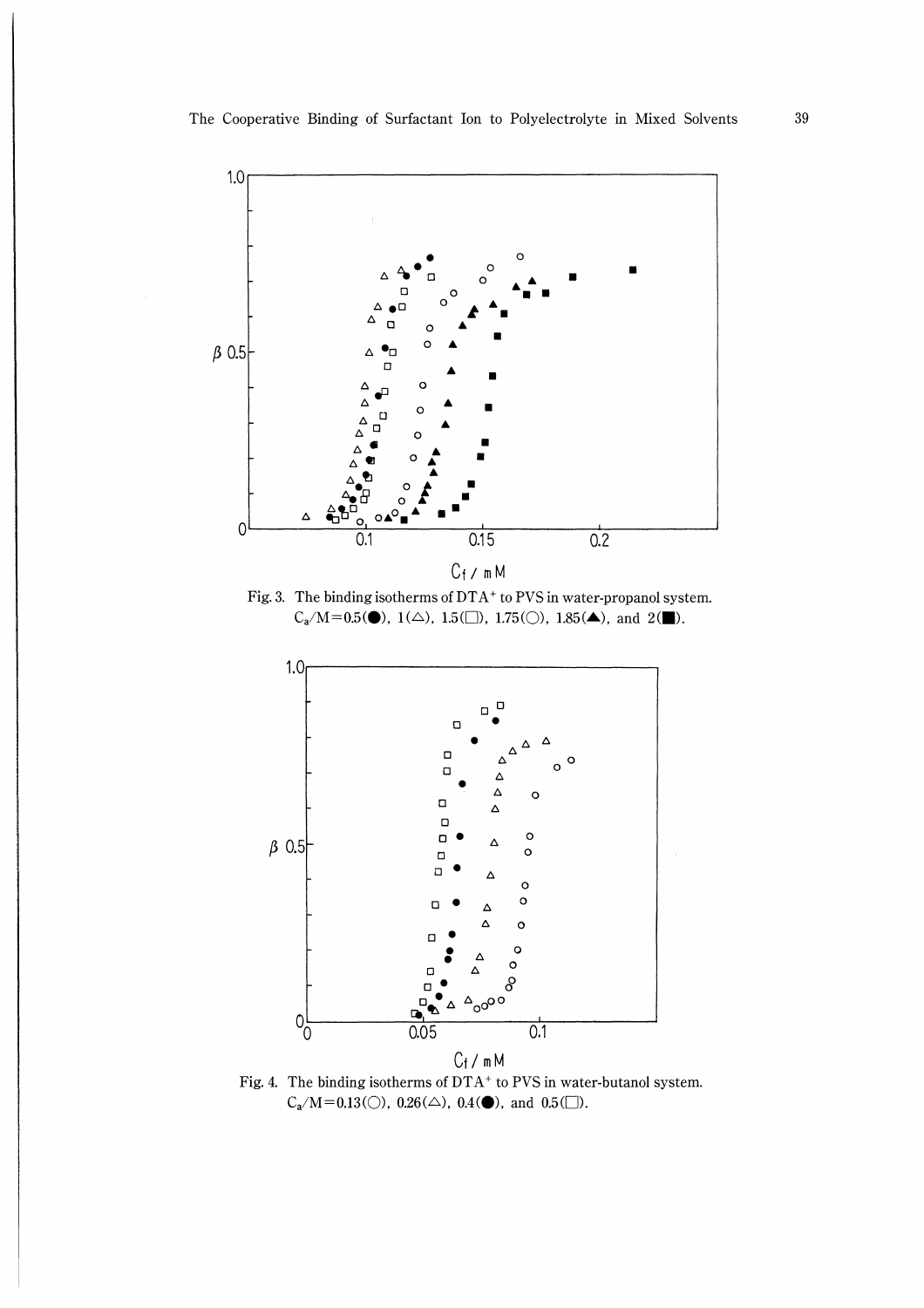Fig. 3. The binding isotherms of $DTA^+$ to PVS in water-propanol system. $C_a/M = 0.5$(●), 1(△), 1.5(□), 1.75(○), 1.85(▲), and 2(■).

Fig. 4. The binding isotherms of $DTA^+$ to PVS in water-butanol system. $C_a/M = 0.13$(○), 0.26(△), 0.4(●), and 0.5(□).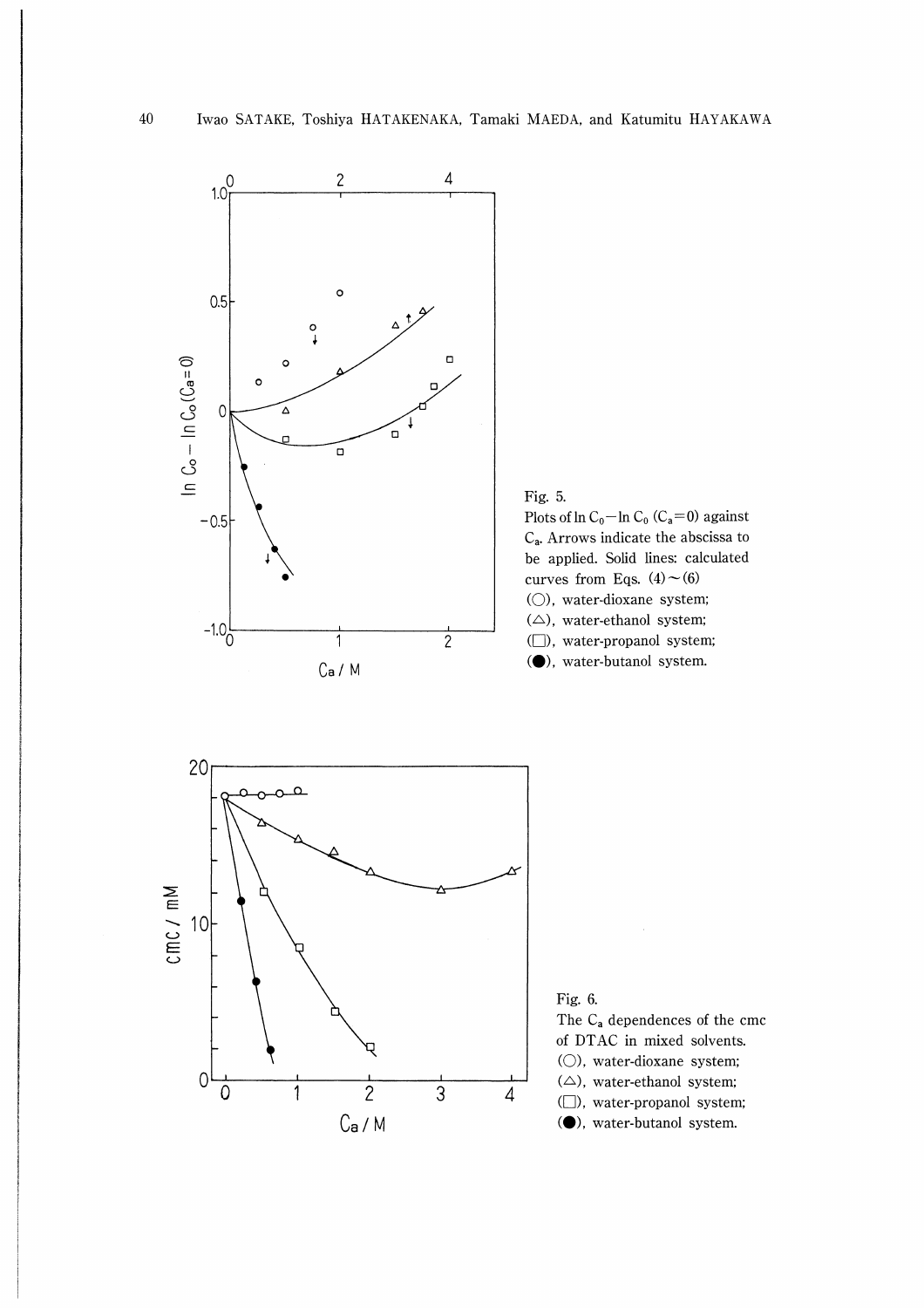Fig. 5.
Plots of $\ln C_0 - \ln C_0\ (C_a = 0)$ against $C_a$. Arrows indicate the abscissa to be applied. Solid lines: calculated curves from Eqs. (4) ~ (6)
(○), water-dioxane system;
(△), water-ethanol system;
(□), water-propanol system;
(●), water-butanol system.

Fig. 6.
The $C_a$ dependences of the cmc of DTAC in mixed solvents.
(○), water-dioxane system;
(△), water-ethanol system;
(□), water-propanol system;
(●), water-butanol system.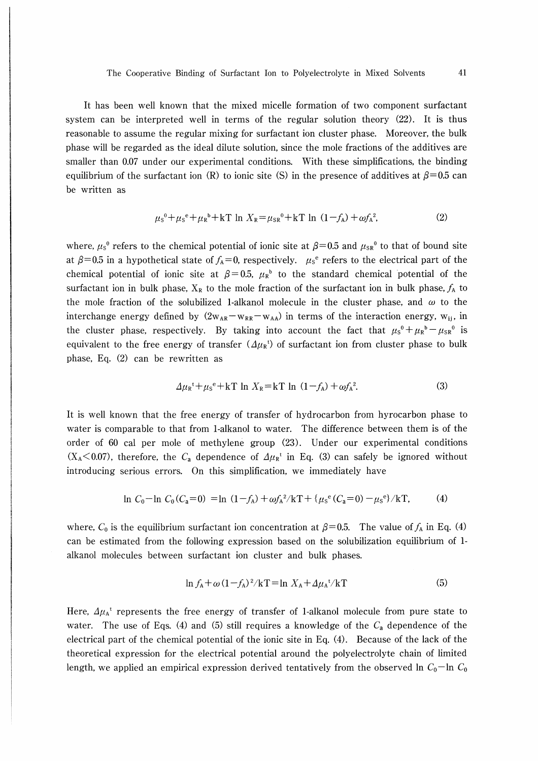It has been well known that the mixed micelle formation of two component surfactant system can be interpreted well in terms of the regular solution theory (22). It is thus reasonable to assume the regular mixing for surfactant ion cluster phase. Moreover, the bulk phase will be regarded as the ideal dilute solution, since the mole fractions of the additives are smaller than 0.07 under our experimental conditions. With these simplifications, the binding equilibrium of the surfactant ion (R) to ionic site (S) in the presence of additives at $\beta=0.5$ can be written as

$$\mu_S{}^0+\mu_S{}^e+\mu_R{}^b+kT\ \ln X_R=\mu_{SR}{}^0+kT\ \ln\ (1-f_A)+\omega f_A{}^2, \tag{2}$$

where, $\mu_S{}^0$ refers to the chemical potential of ionic site at $\beta=0.5$ and $\mu_{SR}{}^0$ to that of bound site at $\beta=0.5$ in a hypothetical state of $f_A=0$, respectively. $\mu_S{}^e$ refers to the electrical part of the chemical potential of ionic site at $\beta=0.5$, $\mu_R{}^b$ to the standard chemical potential of the surfactant ion in bulk phase, $X_R$ to the mole fraction of the surfactant ion in bulk phase, $f_A$ to the mole fraction of the solubilized 1-alkanol molecule in the cluster phase, and $\omega$ to the interchange energy defined by $(2w_{AR}-w_{RR}-w_{AA})$ in terms of the interaction energy, $w_{ij}$, in the cluster phase, respectively. By taking into account the fact that $\mu_S{}^0+\mu_R{}^b-\mu_{SR}{}^0$ is equivalent to the free energy of transfer ($\Delta\mu_R{}^t$) of surfactant ion from cluster phase to bulk phase, Eq. (2) can be rewritten as

$$\Delta\mu_R{}^t+\mu_S{}^e+kT\ \ln X_R=kT\ \ln\ (1-f_A)+\omega f_A{}^2. \tag{3}$$

It is well known that the free energy of transfer of hydrocarbon from hyrocarbon phase to water is comparable to that from 1-alkanol to water. The difference between them is of the order of 60 cal per mole of methylene group (23). Under our experimental conditions ($X_A<0.07$), therefore, the $C_a$ dependence of $\Delta\mu_R{}^t$ in Eq. (3) can safely be ignored without introducing serious errors. On this simplification, we immediately have

$$\ln C_0-\ln C_0\,(C_a=0)\ =\ln\ (1-f_A)+\omega f_A{}^2/kT+\{\mu_S{}^e\,(C_a=0)-\mu_S{}^e\}/kT, \tag{4}$$

where, $C_0$ is the equilibrium surfactant ion concentration at $\beta=0.5$. The value of $f_A$ in Eq. (4) can be estimated from the following expression based on the solubilization equilibrium of 1-alkanol molecules between surfactant ion cluster and bulk phases.

$$\ln f_A+\omega\,(1-f_A)^2/kT=\ln X_A+\Delta\mu_A{}^t/kT \tag{5}$$

Here, $\Delta\mu_A{}^t$ represents the free energy of transfer of 1-alkanol molecule from pure state to water. The use of Eqs. (4) and (5) still requires a knowledge of the $C_a$ dependence of the electrical part of the chemical potential of the ionic site in Eq. (4). Because of the lack of the theoretical expression for the electrical potential around the polyelectrolyte chain of limited length, we applied an empirical expression derived tentatively from the observed $\ln C_0-\ln C_0$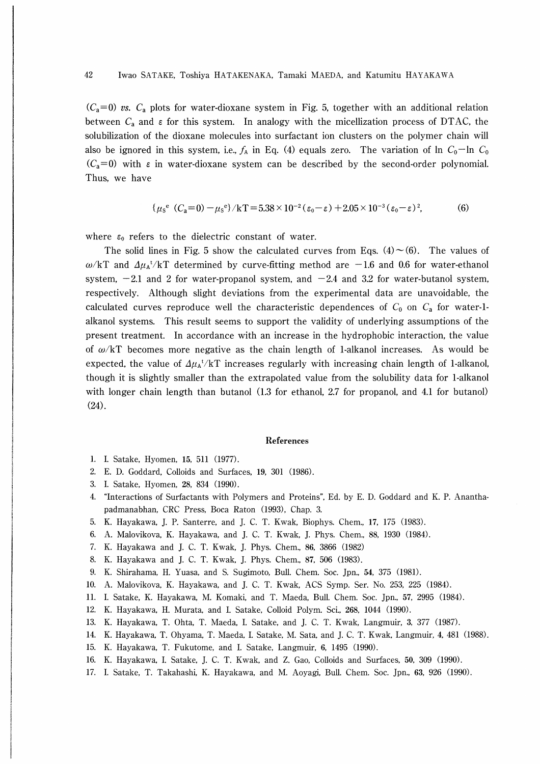$(C_a=0)$ *vs.* $C_a$ plots for water-dioxane system in Fig. 5, together with an additional relation between $C_a$ and $\varepsilon$ for this system. In analogy with the micellization process of DTAC, the solubilization of the dioxane molecules into surfactant ion clusters on the polymer chain will also be ignored in this system, i.e., $f_A$ in Eq. (4) equals zero. The variation of $\ln C_0 - \ln C_0$ $(C_a=0)$ with $\varepsilon$ in water-dioxane system can be described by the second-order polynomial. Thus, we have

$$\{\mu_S^e\ (C_a=0) - \mu_S^e\}/kT = 5.38 \times 10^{-2}(\varepsilon_0 - \varepsilon) + 2.05 \times 10^{-3}(\varepsilon_0 - \varepsilon)^2, \tag{6}$$

where $\varepsilon_0$ refers to the dielectric constant of water.

The solid lines in Fig. 5 show the calculated curves from Eqs. (4)~(6). The values of $\omega/kT$ and $\Delta\mu_A^t/kT$ determined by curve-fitting method are $-1.6$ and 0.6 for water-ethanol system, $-2.1$ and 2 for water-propanol system, and $-2.4$ and 3.2 for water-butanol system, respectively. Although slight deviations from the experimental data are unavoidable, the calculated curves reproduce well the characteristic dependences of $C_0$ on $C_a$ for water-1-alkanol systems. This result seems to support the validity of underlying assumptions of the present treatment. In accordance with an increase in the hydrophobic interaction, the value of $\omega/kT$ becomes more negative as the chain length of 1-alkanol increases. As would be expected, the value of $\Delta\mu_A^t/kT$ increases regularly with increasing chain length of 1-alkanol, though it is slightly smaller than the extrapolated value from the solubility data for 1-alkanol with longer chain length than butanol (1.3 for ethanol, 2.7 for propanol, and 4.1 for butanol) (24).

## References

1. I. Satake, Hyomen, **15**, 511 (1977).
2. E. D. Goddard, Colloids and Surfaces, **19**, 301 (1986).
3. I. Satake, Hyomen, **28**, 834 (1990).
4. "Interactions of Surfactants with Polymers and Proteins", Ed. by E. D. Goddard and K. P. Ananthapadmanabhan, CRC Press, Boca Raton (1993), Chap. 3.
5. K. Hayakawa, J. P. Santerre, and J. C. T. Kwak, Biophys. Chem., **17**, 175 (1983).
6. A. Malovikova, K. Hayakawa, and J. C. T. Kwak, J. Phys. Chem., **88**, 1930 (1984).
7. K. Hayakawa and J. C. T. Kwak, J. Phys. Chem., **86**, 3866 (1982)
8. K. Hayakawa and J. C. T. Kwak, J. Phys. Chem., **87**, 506 (1983).
9. K. Shirahama, H. Yuasa, and S. Sugimoto, Bull. Chem. Soc. Jpn., **54**, 375 (1981).
10. A. Malovikova, K. Hayakawa, and J. C. T. Kwak, ACS Symp. Ser. No. 253, 225 (1984).
11. I. Satake, K. Hayakawa, M. Komaki, and T. Maeda, Bull. Chem. Soc. Jpn., **57**, 2995 (1984).
12. K. Hayakawa, H. Murata, and I. Satake, Colloid Polym. Sci., **268**, 1044 (1990).
13. K. Hayakawa, T. Ohta, T. Maeda, I. Satake, and J. C. T. Kwak, Langmuir, **3**, 377 (1987).
14. K. Hayakawa, T. Ohyama, T. Maeda, I. Satake, M. Sata, and J. C. T. Kwak, Langmuir, **4**, 481 (1988).
15. K. Hayakawa, T. Fukutome, and I. Satake, Langmuir, **6**, 1495 (1990).
16. K. Hayakawa, I. Satake, J. C. T. Kwak, and Z. Gao, Colloids and Surfaces, **50**, 309 (1990).
17. I. Satake, T. Takahashi, K. Hayakawa, and M. Aoyagi, Bull. Chem. Soc. Jpn., **63**, 926 (1990).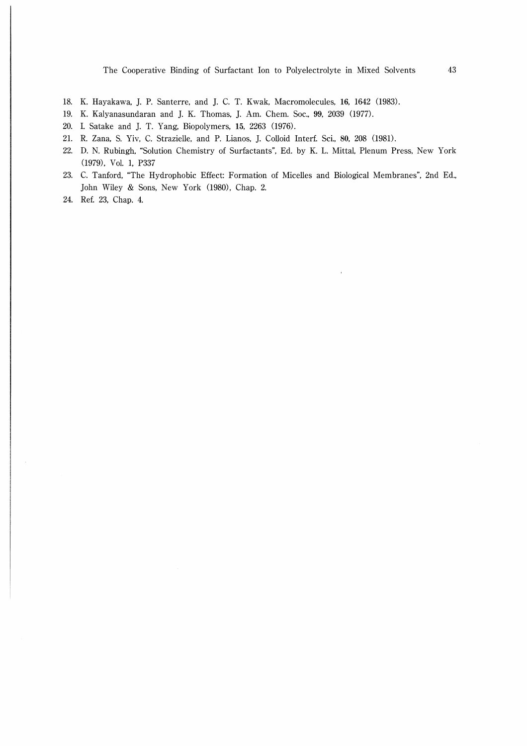18. K. Hayakawa, J. P. Santerre, and J. C. T. Kwak, Macromolecules, **16**, 1642 (1983).
19. K. Kalyanasundaran and J. K. Thomas, J. Am. Chem. Soc., **99**, 2039 (1977).
20. I. Satake and J. T. Yang, Biopolymers, **15**, 2263 (1976).
21. R. Zana, S. Yiv, C. Strazielle, and P. Lianos, J. Colloid Interf. Sci., **80**, 208 (1981).
22. D. N. Rubingh, "Solution Chemistry of Surfactants", Ed. by K. L. Mittal, Plenum Press, New York (1979), Vol. 1, P337
23. C. Tanford, "The Hydrophobic Effect: Formation of Micelles and Biological Membranes", 2nd Ed., John Wiley & Sons, New York (1980), Chap. 2.
24. Ref. 23, Chap. 4.